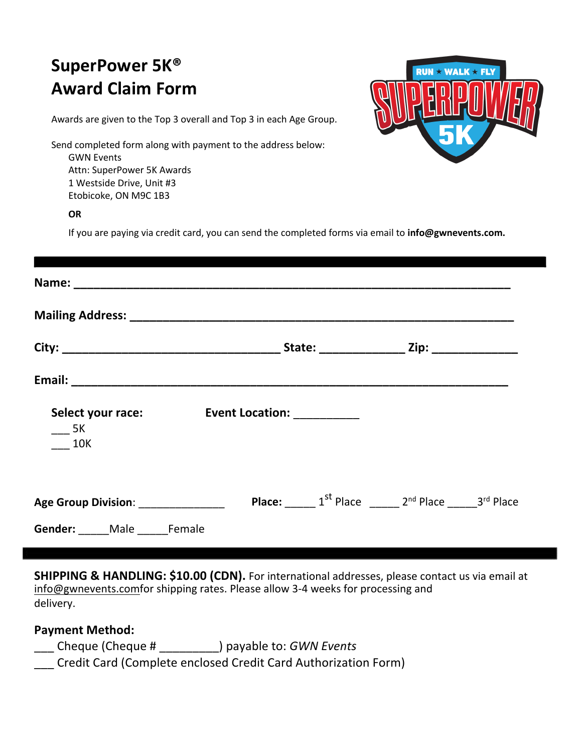# SuperPower 5K®
# Award Claim Form

Awards are given to the Top 3 overall and Top 3 in each Age Group.

Send completed form along with payment to the address below:

GWN Events
Attn: SuperPower 5K Awards
1 Westside Drive, Unit #3
Etobicoke, ON M9C 1B3

**OR**

If you are paying via credit card, you can send the completed forms via email to **info@gwnevents.com.**

---

**Name:** ____________________________________________________________

**Mailing Address:** _____________________________________________________

**City:** ______________________________ **State:** ____________ **Zip:** ____________

**Email:** ____________________________________________________________

**Select your race:**
___ 5K
___ 10K

**Event Location:** __________

**Age Group Division**: ____________ **Place:** _____ 1st Place _____ 2nd Place _____3rd Place

**Gender:** _____Male _____Female

---

**SHIPPING & HANDLING: $10.00 (CDN).** For international addresses, please contact us via email at info@gwnevents.comfor shipping rates. Please allow 3-4 weeks for processing and delivery.

**Payment Method:**

___ Cheque (Cheque # _________) payable to: *GWN Events*

___ Credit Card (Complete enclosed Credit Card Authorization Form)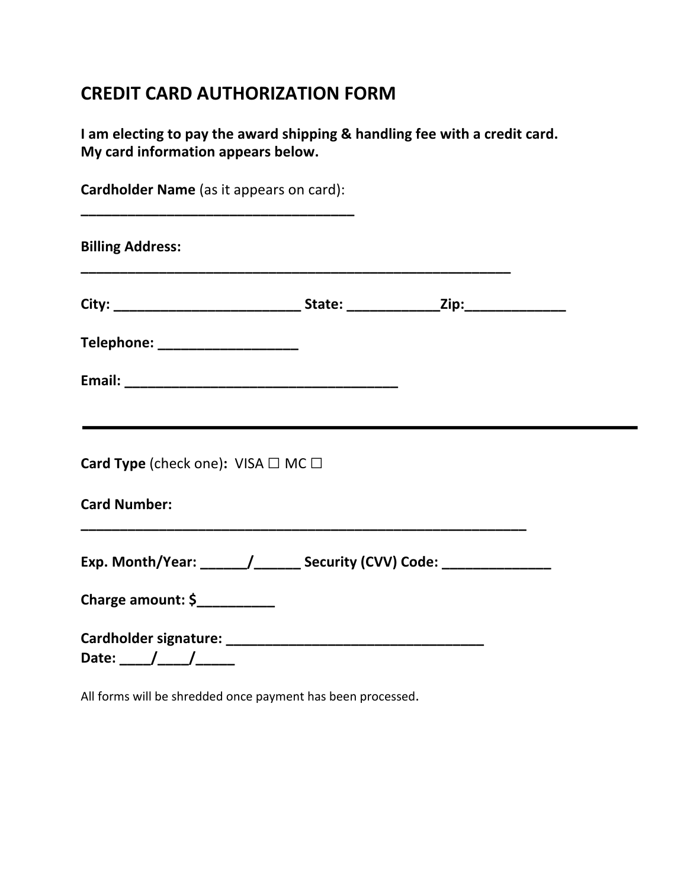# CREDIT CARD AUTHORIZATION FORM

**I am electing to pay the award shipping & handling fee with a credit card. My card information appears below.**

**Cardholder Name** (as it appears on card):
____________________________________

**Billing Address:**
_________________________________________________________

**City:** ________________________ **State:** ____________**Zip:**_____________

**Telephone:** __________________

**Email:** ___________________________________

---

**Card Type** (check one)**:** VISA ☐ MC ☐

**Card Number:**
___________________________________________________________

**Exp. Month/Year:** ______/______ **Security (CVV) Code:** ______________

**Charge amount: $**__________

**Cardholder signature:** _________________________________
**Date:** ____/____/_____

All forms will be shredded once payment has been processed.